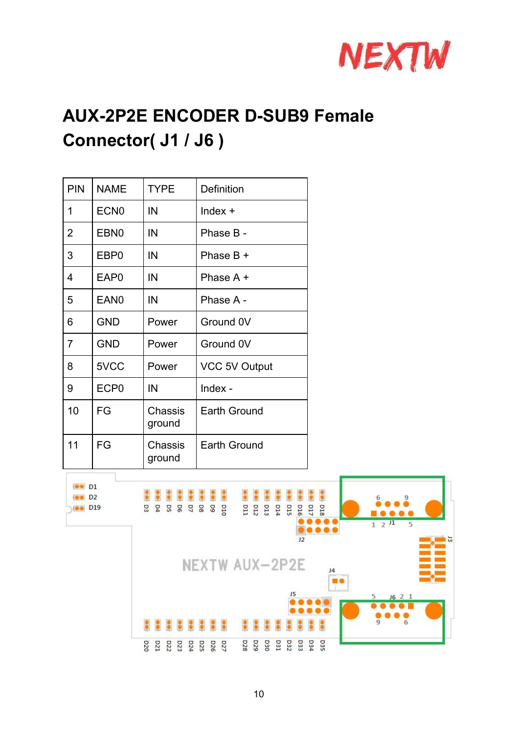# AUX-2P2E ENCODER D-SUB9 Female Connector( J1 / J6 )

| PIN | NAME | TYPE | Definition |
|---|---|---|---|
| 1 | ECN0 | IN | Index + |
| 2 | EBN0 | IN | Phase B - |
| 3 | EBP0 | IN | Phase B + |
| 4 | EAP0 | IN | Phase A + |
| 5 | EAN0 | IN | Phase A - |
| 6 | GND | Power | Ground 0V |
| 7 | GND | Power | Ground 0V |
| 8 | 5VCC | Power | VCC 5V Output |
| 9 | ECP0 | IN | Index - |
| 10 | FG | Chassis ground | Earth Ground |
| 11 | FG | Chassis ground | Earth Ground |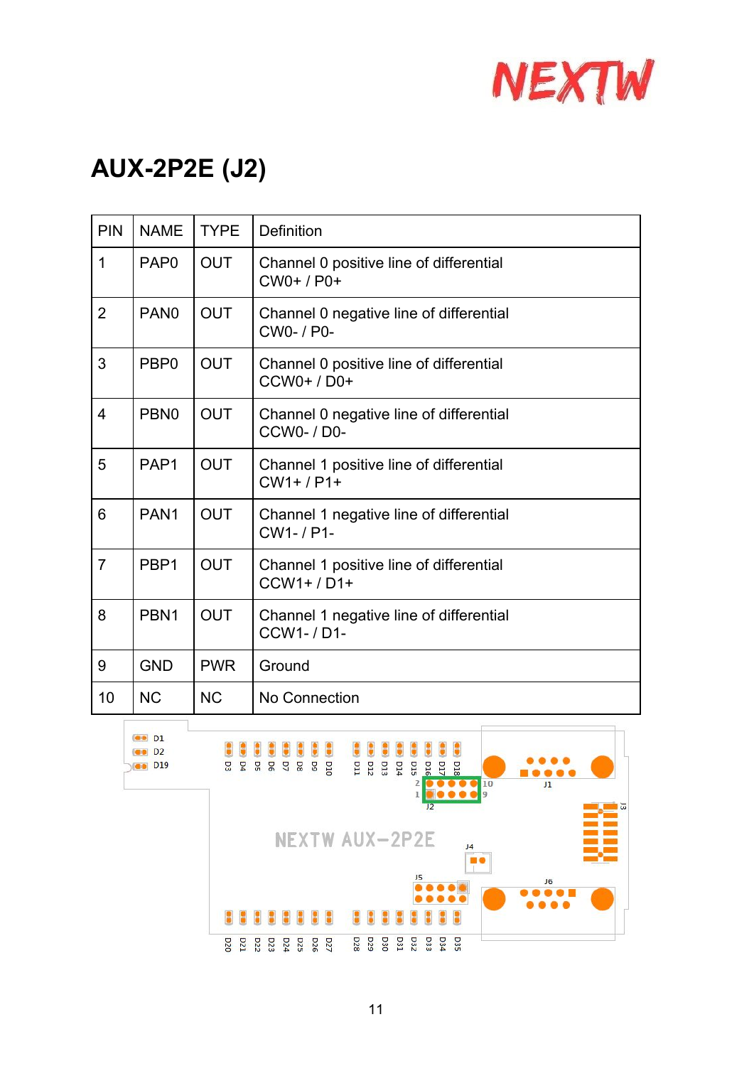## AUX-2P2E (J2)

| PIN | NAME | TYPE | Definition |
|---|---|---|---|
| 1 | PAP0 | OUT | Channel 0 positive line of differential<br>CW0+ / P0+ |
| 2 | PAN0 | OUT | Channel 0 negative line of differential<br>CW0- / P0- |
| 3 | PBP0 | OUT | Channel 0 positive line of differential<br>CCW0+ / D0+ |
| 4 | PBN0 | OUT | Channel 0 negative line of differential<br>CCW0- / D0- |
| 5 | PAP1 | OUT | Channel 1 positive line of differential<br>CW1+ / P1+ |
| 6 | PAN1 | OUT | Channel 1 negative line of differential<br>CW1- / P1- |
| 7 | PBP1 | OUT | Channel 1 positive line of differential<br>CCW1+ / D1+ |
| 8 | PBN1 | OUT | Channel 1 negative line of differential<br>CCW1- / D1- |
| 9 | GND | PWR | Ground |
| 10 | NC | NC | No Connection |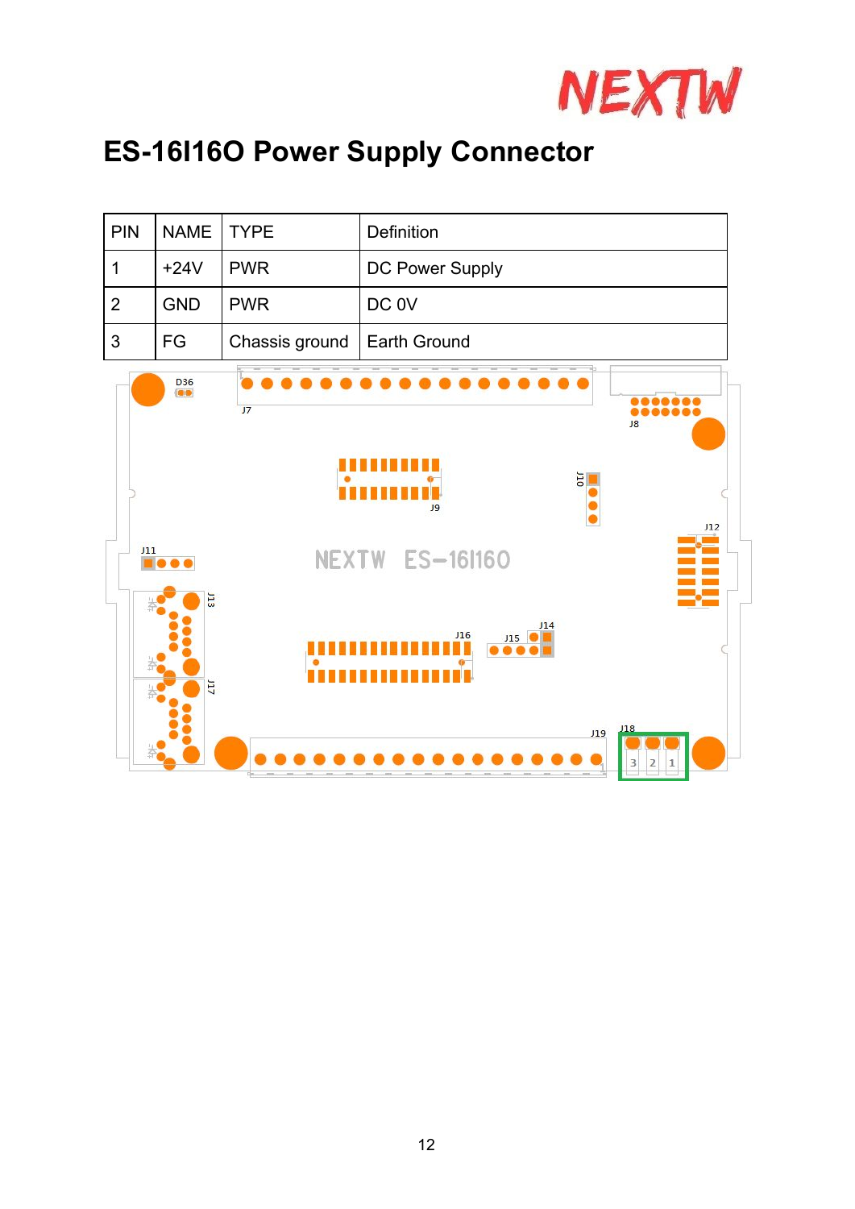# ES-16I16O Power Supply Connector

| PIN | NAME | TYPE | Definition |
|---|---|---|---|
| 1 | +24V | PWR | DC Power Supply |
| 2 | GND | PWR | DC 0V |
| 3 | FG | Chassis ground | Earth Ground |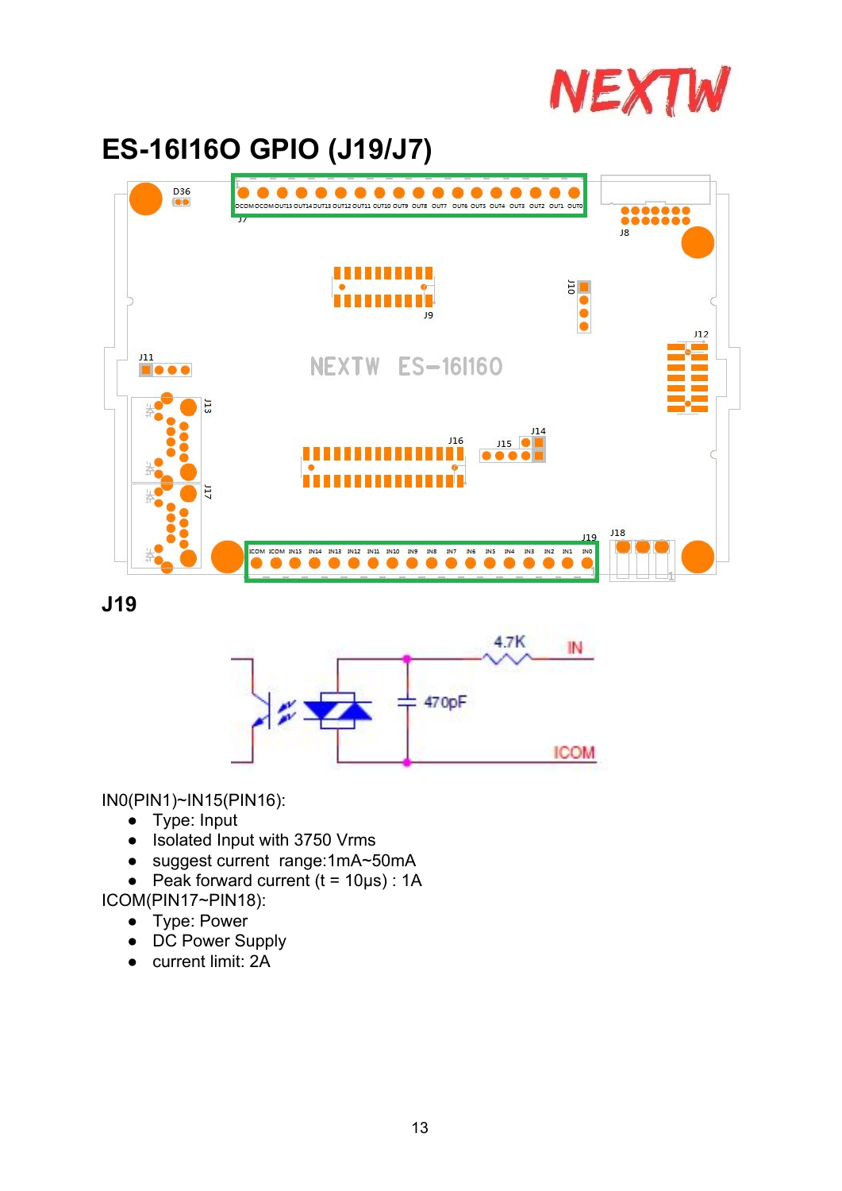# ES-16I16O GPIO (J19/J7)

## J19

IN0(PIN1)~IN15(PIN16):

- Type: Input
- Isolated Input with 3750 Vrms
- suggest current  range:1mA~50mA
- Peak forward current (t = 10μs) : 1A

ICOM(PIN17~PIN18):

- Type: Power
- DC Power Supply
- current limit: 2A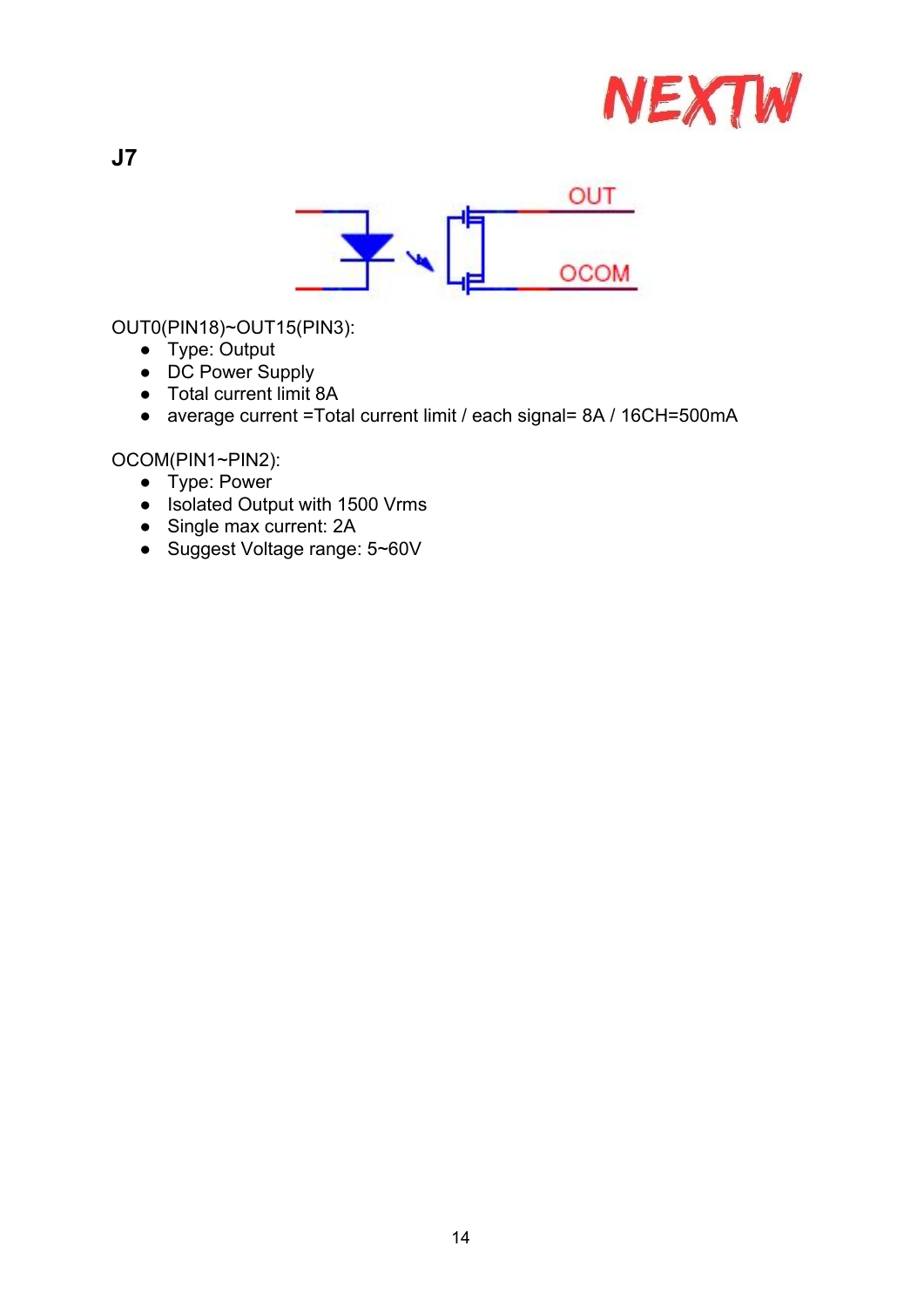## J7

OUT

OCOM

OUT0(PIN18)~OUT15(PIN3):

- Type: Output
- DC Power Supply
- Total current limit 8A
- average current =Total current limit / each signal= 8A / 16CH=500mA

OCOM(PIN1~PIN2):

- Type: Power
- Isolated Output with 1500 Vrms
- Single max current: 2A
- Suggest Voltage range: 5~60V